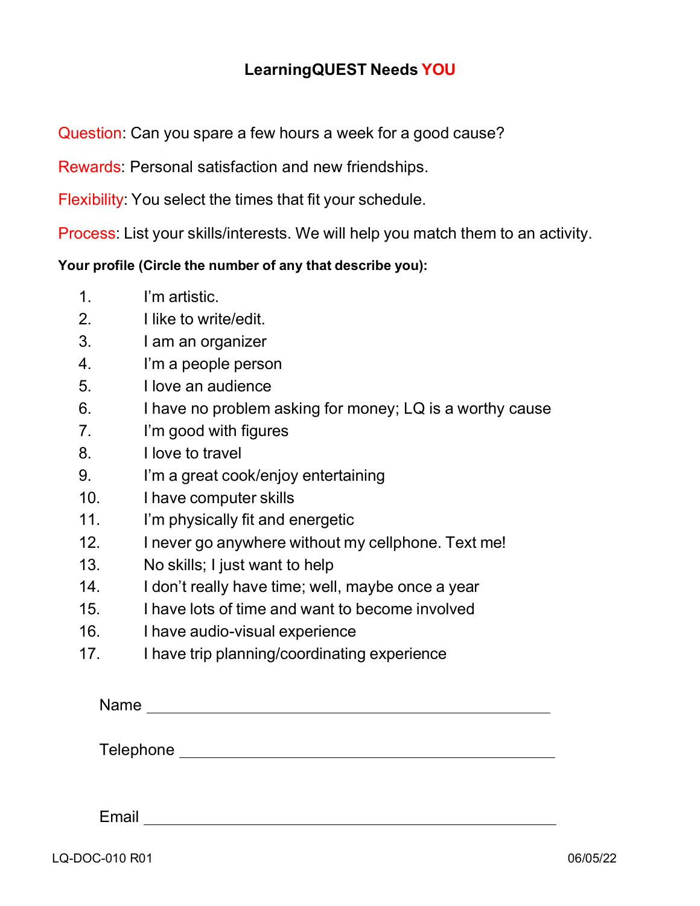# LearningQUEST Needs YOU

Question: Can you spare a few hours a week for a good cause?

Rewards: Personal satisfaction and new friendships.

Flexibility: You select the times that fit your schedule.

Process: List your skills/interests. We will help you match them to an activity.

**Your profile (Circle the number of any that describe you):**

1. I'm artistic.
2. I like to write/edit.
3. I am an organizer
4. I'm a people person
5. I love an audience
6. I have no problem asking for money; LQ is a worthy cause
7. I'm good with figures
8. I love to travel
9. I'm a great cook/enjoy entertaining
10. I have computer skills
11. I'm physically fit and energetic
12. I never go anywhere without my cellphone. Text me!
13. No skills; I just want to help
14. I don't really have time; well, maybe once a year
15. I have lots of time and want to become involved
16. I have audio-visual experience
17. I have trip planning/coordinating experience

Name ______________________________________________

Telephone ___________________________________________

Email ______________________________________________

LQ-DOC-010 R01 06/05/22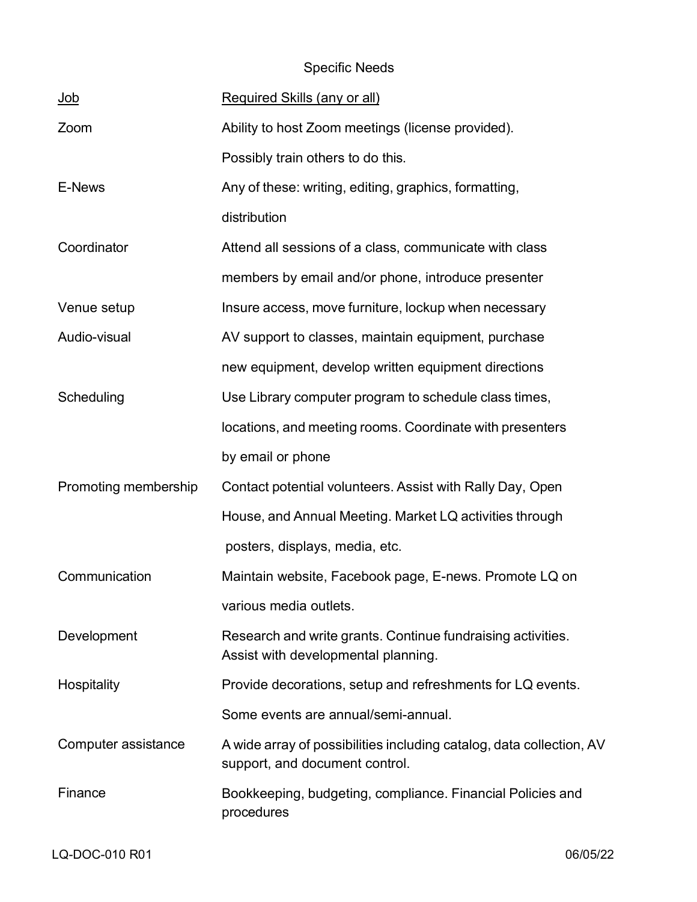## Specific Needs

| Job | Required Skills (any or all) |
|---|---|
| Zoom | Ability to host Zoom meetings (license provided). Possibly train others to do this. |
| E-News | Any of these: writing, editing, graphics, formatting, distribution |
| Coordinator | Attend all sessions of a class, communicate with class members by email and/or phone, introduce presenter |
| Venue setup | Insure access, move furniture, lockup when necessary |
| Audio-visual | AV support to classes, maintain equipment, purchase new equipment, develop written equipment directions |
| Scheduling | Use Library computer program to schedule class times, locations, and meeting rooms. Coordinate with presenters by email or phone |
| Promoting membership | Contact potential volunteers. Assist with Rally Day, Open House, and Annual Meeting. Market LQ activities through posters, displays, media, etc. |
| Communication | Maintain website, Facebook page, E-news. Promote LQ on various media outlets. |
| Development | Research and write grants. Continue fundraising activities. Assist with developmental planning. |
| Hospitality | Provide decorations, setup and refreshments for LQ events. Some events are annual/semi-annual. |
| Computer assistance | A wide array of possibilities including catalog, data collection, AV support, and document control. |
| Finance | Bookkeeping, budgeting, compliance. Financial Policies and procedures |

LQ-DOC-010 R01 06/05/22